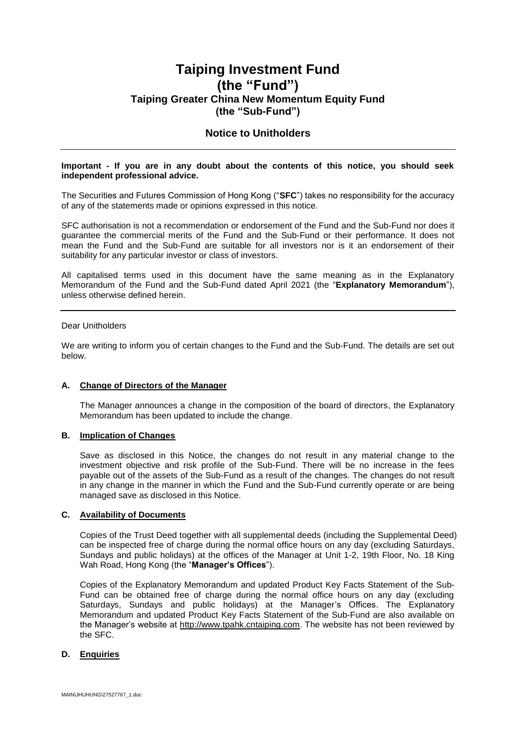# Taiping Investment Fund (the "Fund")

## Taiping Greater China New Momentum Equity Fund (the "Sub-Fund")

## Notice to Unitholders

**Important - If you are in any doubt about the contents of this notice, you should seek independent professional advice.**

The Securities and Futures Commission of Hong Kong ("**SFC**") takes no responsibility for the accuracy of any of the statements made or opinions expressed in this notice.

SFC authorisation is not a recommendation or endorsement of the Fund and the Sub-Fund nor does it guarantee the commercial merits of the Fund and the Sub-Fund or their performance. It does not mean the Fund and the Sub-Fund are suitable for all investors nor is it an endorsement of their suitability for any particular investor or class of investors.

All capitalised terms used in this document have the same meaning as in the Explanatory Memorandum of the Fund and the Sub-Fund dated April 2021 (the "**Explanatory Memorandum**"), unless otherwise defined herein.

---

Dear Unitholders

We are writing to inform you of certain changes to the Fund and the Sub-Fund. The details are set out below.

### A. Change of Directors of the Manager

The Manager announces a change in the composition of the board of directors, the Explanatory Memorandum has been updated to include the change.

### B. Implication of Changes

Save as disclosed in this Notice, the changes do not result in any material change to the investment objective and risk profile of the Sub-Fund. There will be no increase in the fees payable out of the assets of the Sub-Fund as a result of the changes. The changes do not result in any change in the manner in which the Fund and the Sub-Fund currently operate or are being managed save as disclosed in this Notice.

### C. Availability of Documents

Copies of the Trust Deed together with all supplemental deeds (including the Supplemental Deed) can be inspected free of charge during the normal office hours on any day (excluding Saturdays, Sundays and public holidays) at the offices of the Manager at Unit 1-2, 19th Floor, No. 18 King Wah Road, Hong Kong (the "**Manager's Offices**").

Copies of the Explanatory Memorandum and updated Product Key Facts Statement of the Sub-Fund can be obtained free of charge during the normal office hours on any day (excluding Saturdays, Sundays and public holidays) at the Manager's Offices. The Explanatory Memorandum and updated Product Key Facts Statement of the Sub-Fund are also available on the Manager's website at http://www.tpahk.cntaiping.com. The website has not been reviewed by the SFC.

### D. Enquiries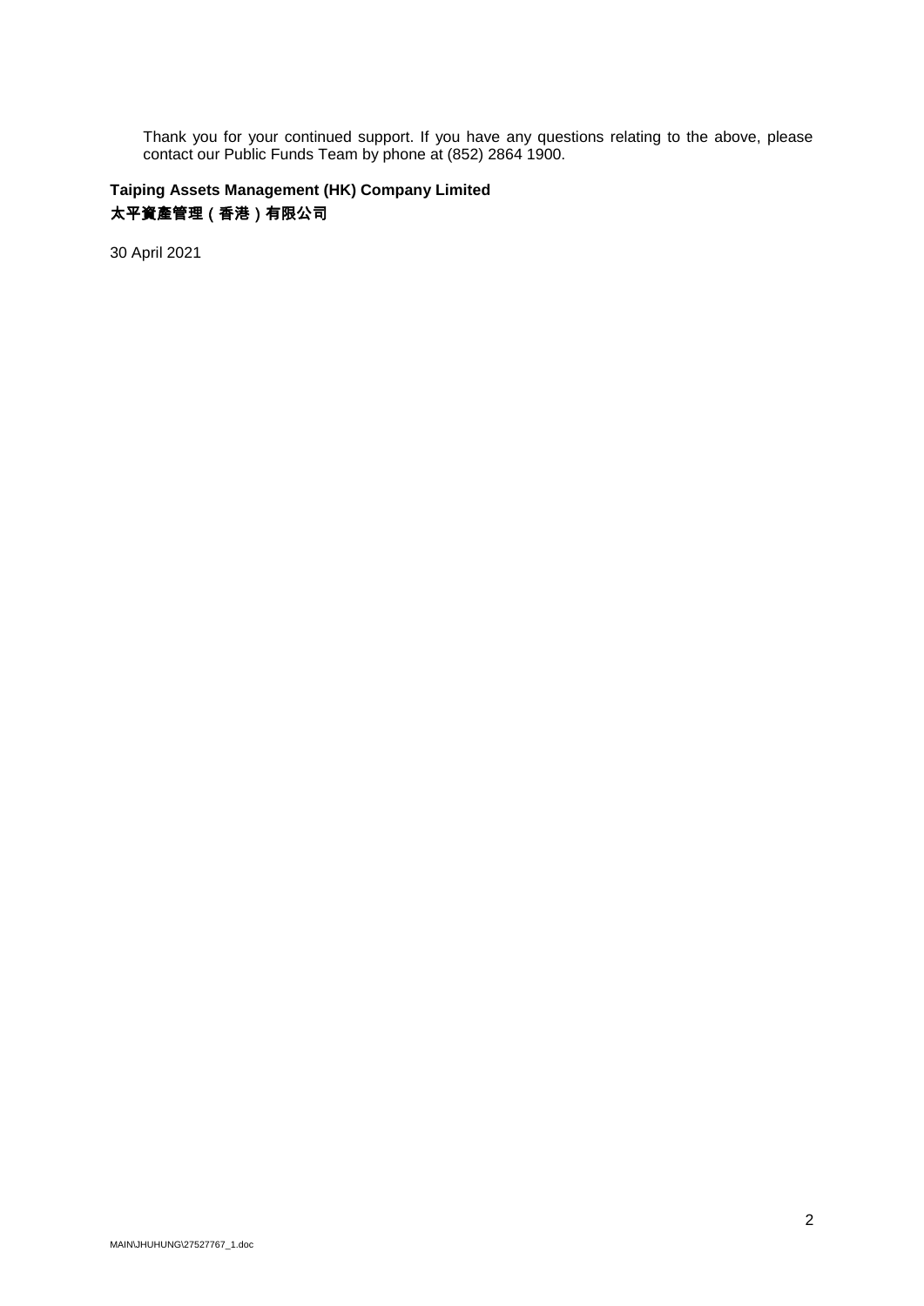Thank you for your continued support. If you have any questions relating to the above, please contact our Public Funds Team by phone at (852) 2864 1900.

**Taiping Assets Management (HK) Company Limited**
**太平資產管理（香港）有限公司**

30 April 2021

MAIN\JHUHUNG\27527767_1.doc